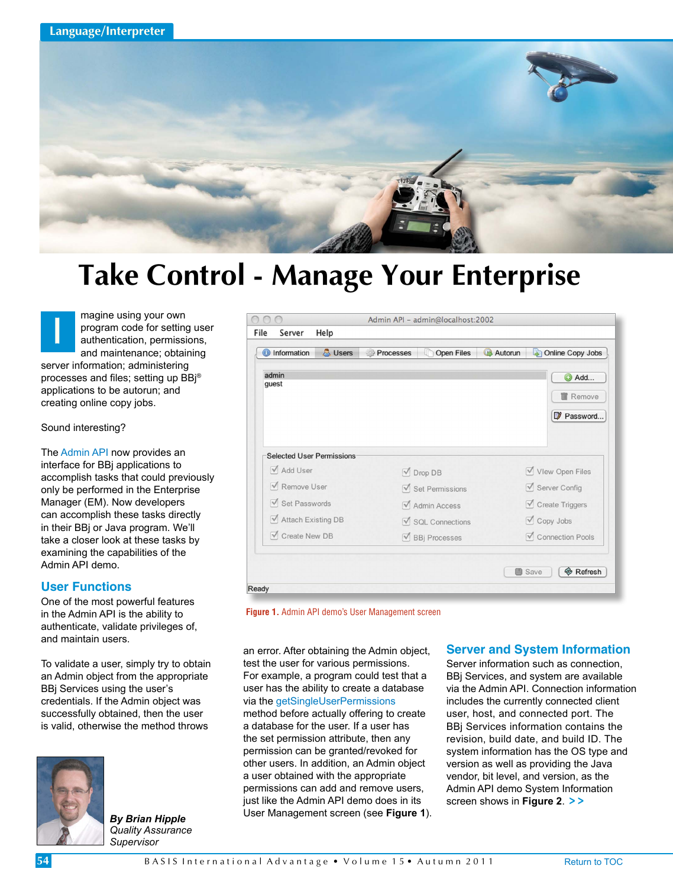Language/Interpreter

# Take Control - Manage Your Enterprise

Imagine using your own program code for setting user authentication, permissions, and maintenance; obtaining server information; administering processes and files; setting up BBj® applications to be autorun; and creating online copy jobs.

Sound interesting?

The Admin API now provides an interface for BBj applications to accomplish tasks that could previously only be performed in the Enterprise Manager (EM). Now developers can accomplish these tasks directly in their BBj or Java program. We'll take a closer look at these tasks by examining the capabilities of the Admin API demo.

## User Functions

One of the most powerful features in the Admin API is the ability to authenticate, validate privileges of, and maintain users.

To validate a user, simply try to obtain an Admin object from the appropriate BBj Services using the user's credentials. If the Admin object was successfully obtained, then the user is valid, otherwise the method throws an error. After obtaining the Admin object, test the user for various permissions. For example, a program could test that a user has the ability to create a database via the getSingleUserPermissions method before actually offering to create a database for the user. If a user has the set permission attribute, then any permission can be granted/revoked for other users. In addition, an Admin object a user obtained with the appropriate permissions can add and remove users, just like the Admin API demo does in its User Management screen (see **Figure 1**).

**Figure 1.** Admin API demo's User Management screen

*By Brian Hipple*
*Quality Assurance Supervisor*

## Server and System Information

Server information such as connection, BBj Services, and system are available via the Admin API. Connection information includes the currently connected client user, host, and connected port. The BBj Services information contains the revision, build date, and build ID. The system information has the OS type and version as well as providing the Java vendor, bit level, and version, as the Admin API demo System Information screen shows in **Figure 2**. > >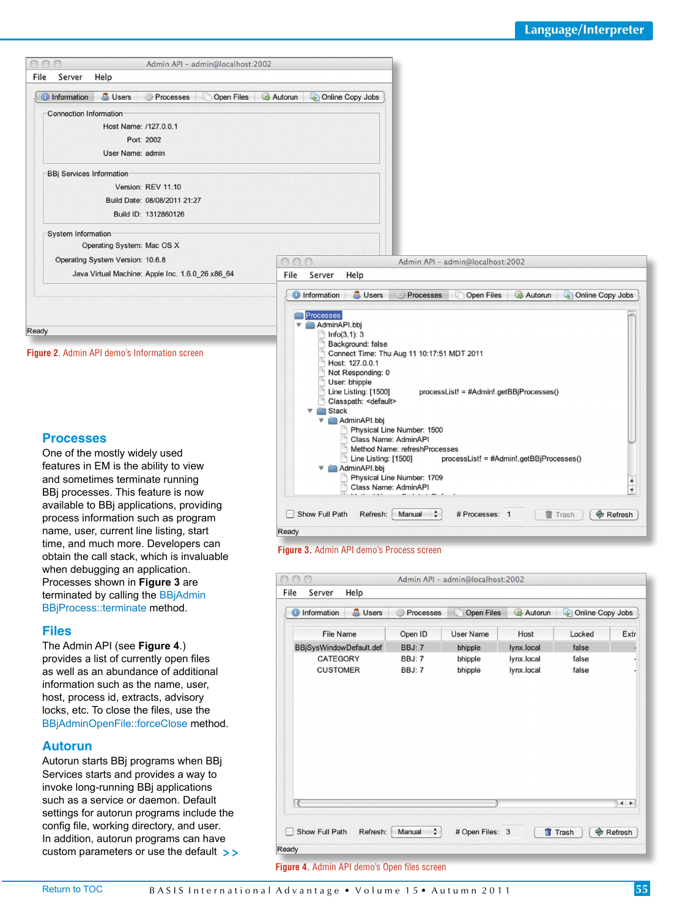Figure 2. Admin API demo's Information screen

Figure 3. Admin API demo's Process screen

Figure 4. Admin API demo's Open files screen

## Processes

One of the mostly widely used features in EM is the ability to view and sometimes terminate running BBj processes. This feature is now available to BBj applications, providing process information such as program name, user, current line listing, start time, and much more. Developers can obtain the call stack, which is invaluable when debugging an application. Processes shown in **Figure 3** are terminated by calling the BBjAdmin BBjProcess::terminate method.

## Files

The Admin API (see **Figure 4**.) provides a list of currently open files as well as an abundance of additional information such as the name, user, host, process id, extracts, advisory locks, etc. To close the files, use the BBjAdminOpenFile::forceClose method.

## Autorun

Autorun starts BBj programs when BBj Services starts and provides a way to invoke long-running BBj applications such as a service or daemon. Default settings for autorun programs include the config file, working directory, and user. In addition, autorun programs can have custom parameters or use the default > >

Return to TOC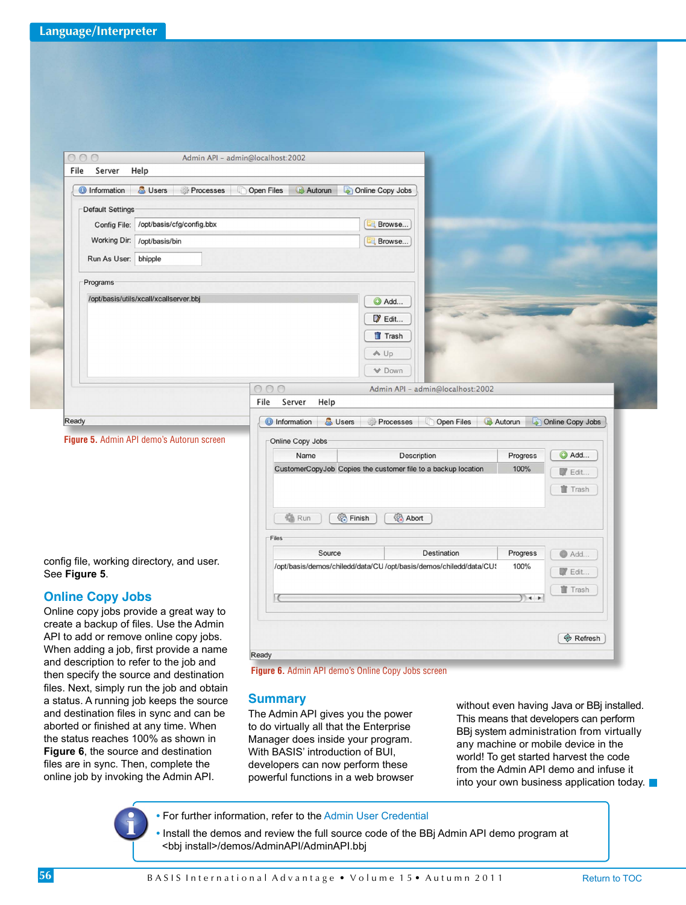Figure 5. Admin API demo's Autorun screen

config file, working directory, and user. See **Figure 5**.

## Online Copy Jobs

Online copy jobs provide a great way to create a backup of files. Use the Admin API to add or remove online copy jobs. When adding a job, first provide a name and description to refer to the job and then specify the source and destination files. Next, simply run the job and obtain a status. A running job keeps the source and destination files in sync and can be aborted or finished at any time. When the status reaches 100% as shown in **Figure 6**, the source and destination files are in sync. Then, complete the online job by invoking the Admin API.

Figure 6. Admin API demo's Online Copy Jobs screen

## Summary

The Admin API gives you the power to do virtually all that the Enterprise Manager does inside your program. With BASIS' introduction of BUI, developers can now perform powerful functions in a web browser without even having Java or BBj installed. This means that developers can perform BBj system administration from virtually any machine or mobile device in the world! To get started harvest the code from the Admin API demo and infuse it into your own business application today.

- For further information, refer to the Admin User Credential
- Install the demos and review the full source code of the BBj Admin API demo program at <bbj install>/demos/AdminAPI/AdminAPI.bbj